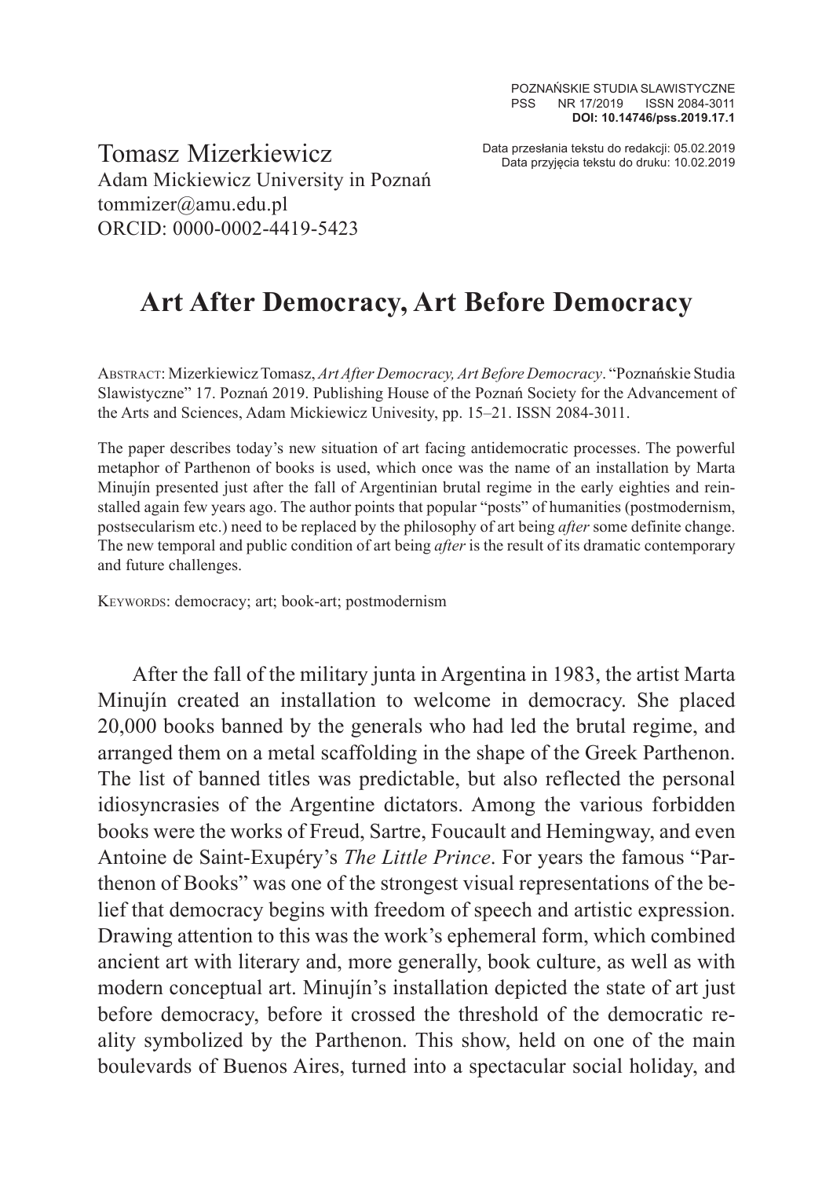POZNAŃSKIE STUDIA SLAWISTYCZNE
PSS NR 17/2019 ISSN 2084-3011
**DOI: 10.14746/pss.2019.17.1**

Data przesłania tekstu do redakcji: 05.02.2019
Data przyjęcia tekstu do druku: 10.02.2019

Tomasz Mizerkiewicz
Adam Mickiewicz University in Poznań
tommizer@amu.edu.pl
ORCID: 0000-0002-4419-5423

# Art After Democracy, Art Before Democracy

Abstract: Mizerkiewicz Tomasz, *Art After Democracy, Art Before Democracy*. "Poznańskie Studia Slawistyczne" 17. Poznań 2019. Publishing House of the Poznań Society for the Advancement of the Arts and Sciences, Adam Mickiewicz Univesity, pp. 15–21. ISSN 2084-3011.

The paper describes today's new situation of art facing antidemocratic processes. The powerful metaphor of Parthenon of books is used, which once was the name of an installation by Marta Minujín presented just after the fall of Argentinian brutal regime in the early eighties and reinstalled again few years ago. The author points that popular "posts" of humanities (postmodernism, postsecularism etc.) need to be replaced by the philosophy of art being *after* some definite change. The new temporal and public condition of art being *after* is the result of its dramatic contemporary and future challenges.

Keywords: democracy; art; book-art; postmodernism

After the fall of the military junta in Argentina in 1983, the artist Marta Minujín created an installation to welcome in democracy. She placed 20,000 books banned by the generals who had led the brutal regime, and arranged them on a metal scaffolding in the shape of the Greek Parthenon. The list of banned titles was predictable, but also reflected the personal idiosyncrasies of the Argentine dictators. Among the various forbidden books were the works of Freud, Sartre, Foucault and Hemingway, and even Antoine de Saint-Exupéry's *The Little Prince*. For years the famous "Parthenon of Books" was one of the strongest visual representations of the belief that democracy begins with freedom of speech and artistic expression. Drawing attention to this was the work's ephemeral form, which combined ancient art with literary and, more generally, book culture, as well as with modern conceptual art. Minujín's installation depicted the state of art just before democracy, before it crossed the threshold of the democratic reality symbolized by the Parthenon. This show, held on one of the main boulevards of Buenos Aires, turned into a spectacular social holiday, and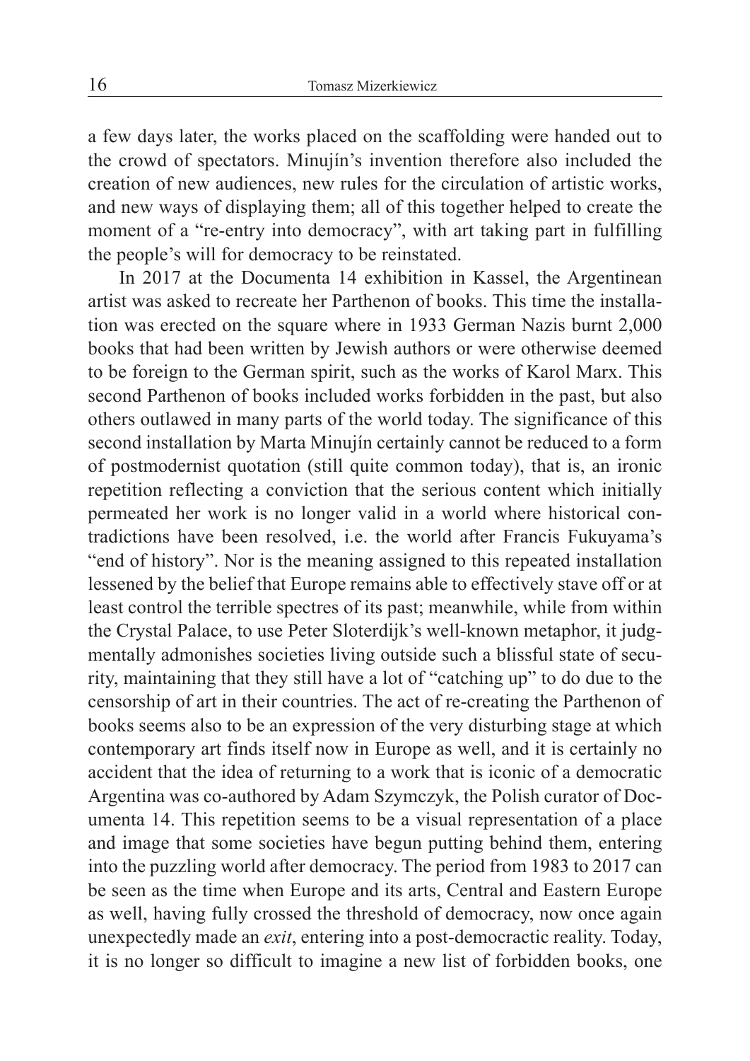a few days later, the works placed on the scaffolding were handed out to the crowd of spectators. Minujín's invention therefore also included the creation of new audiences, new rules for the circulation of artistic works, and new ways of displaying them; all of this together helped to create the moment of a "re-entry into democracy", with art taking part in fulfilling the people's will for democracy to be reinstated.

In 2017 at the Documenta 14 exhibition in Kassel, the Argentinean artist was asked to recreate her Parthenon of books. This time the installation was erected on the square where in 1933 German Nazis burnt 2,000 books that had been written by Jewish authors or were otherwise deemed to be foreign to the German spirit, such as the works of Karol Marx. This second Parthenon of books included works forbidden in the past, but also others outlawed in many parts of the world today. The significance of this second installation by Marta Minujín certainly cannot be reduced to a form of postmodernist quotation (still quite common today), that is, an ironic repetition reflecting a conviction that the serious content which initially permeated her work is no longer valid in a world where historical contradictions have been resolved, i.e. the world after Francis Fukuyama's "end of history". Nor is the meaning assigned to this repeated installation lessened by the belief that Europe remains able to effectively stave off or at least control the terrible spectres of its past; meanwhile, while from within the Crystal Palace, to use Peter Sloterdijk's well-known metaphor, it judgmentally admonishes societies living outside such a blissful state of security, maintaining that they still have a lot of "catching up" to do due to the censorship of art in their countries. The act of re-creating the Parthenon of books seems also to be an expression of the very disturbing stage at which contemporary art finds itself now in Europe as well, and it is certainly no accident that the idea of returning to a work that is iconic of a democratic Argentina was co-authored by Adam Szymczyk, the Polish curator of Documenta 14. This repetition seems to be a visual representation of a place and image that some societies have begun putting behind them, entering into the puzzling world after democracy. The period from 1983 to 2017 can be seen as the time when Europe and its arts, Central and Eastern Europe as well, having fully crossed the threshold of democracy, now once again unexpectedly made an *exit*, entering into a post-democractic reality. Today, it is no longer so difficult to imagine a new list of forbidden books, one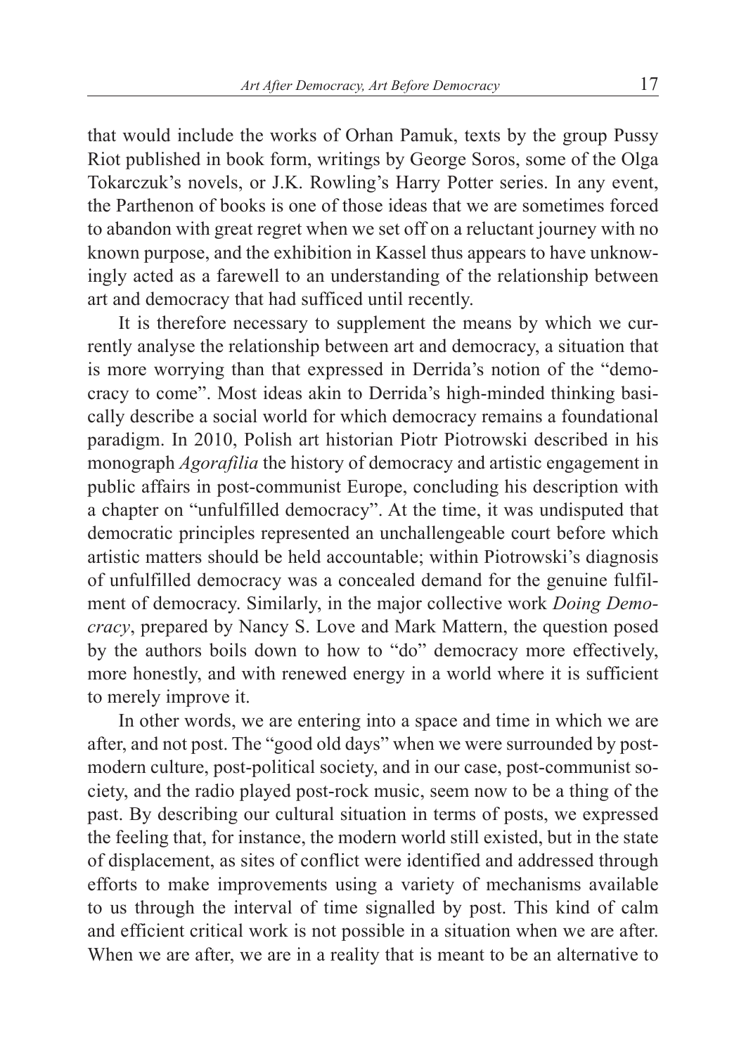that would include the works of Orhan Pamuk, texts by the group Pussy Riot published in book form, writings by George Soros, some of the Olga Tokarczuk's novels, or J.K. Rowling's Harry Potter series. In any event, the Parthenon of books is one of those ideas that we are sometimes forced to abandon with great regret when we set off on a reluctant journey with no known purpose, and the exhibition in Kassel thus appears to have unknowingly acted as a farewell to an understanding of the relationship between art and democracy that had sufficed until recently.

It is therefore necessary to supplement the means by which we currently analyse the relationship between art and democracy, a situation that is more worrying than that expressed in Derrida's notion of the "democracy to come". Most ideas akin to Derrida's high-minded thinking basically describe a social world for which democracy remains a foundational paradigm. In 2010, Polish art historian Piotr Piotrowski described in his monograph *Agorafilia* the history of democracy and artistic engagement in public affairs in post-communist Europe, concluding his description with a chapter on "unfulfilled democracy". At the time, it was undisputed that democratic principles represented an unchallengeable court before which artistic matters should be held accountable; within Piotrowski's diagnosis of unfulfilled democracy was a concealed demand for the genuine fulfilment of democracy. Similarly, in the major collective work *Doing Democracy*, prepared by Nancy S. Love and Mark Mattern, the question posed by the authors boils down to how to "do" democracy more effectively, more honestly, and with renewed energy in a world where it is sufficient to merely improve it.

In other words, we are entering into a space and time in which we are after, and not post. The "good old days" when we were surrounded by postmodern culture, post-political society, and in our case, post-communist society, and the radio played post-rock music, seem now to be a thing of the past. By describing our cultural situation in terms of posts, we expressed the feeling that, for instance, the modern world still existed, but in the state of displacement, as sites of conflict were identified and addressed through efforts to make improvements using a variety of mechanisms available to us through the interval of time signalled by post. This kind of calm and efficient critical work is not possible in a situation when we are after. When we are after, we are in a reality that is meant to be an alternative to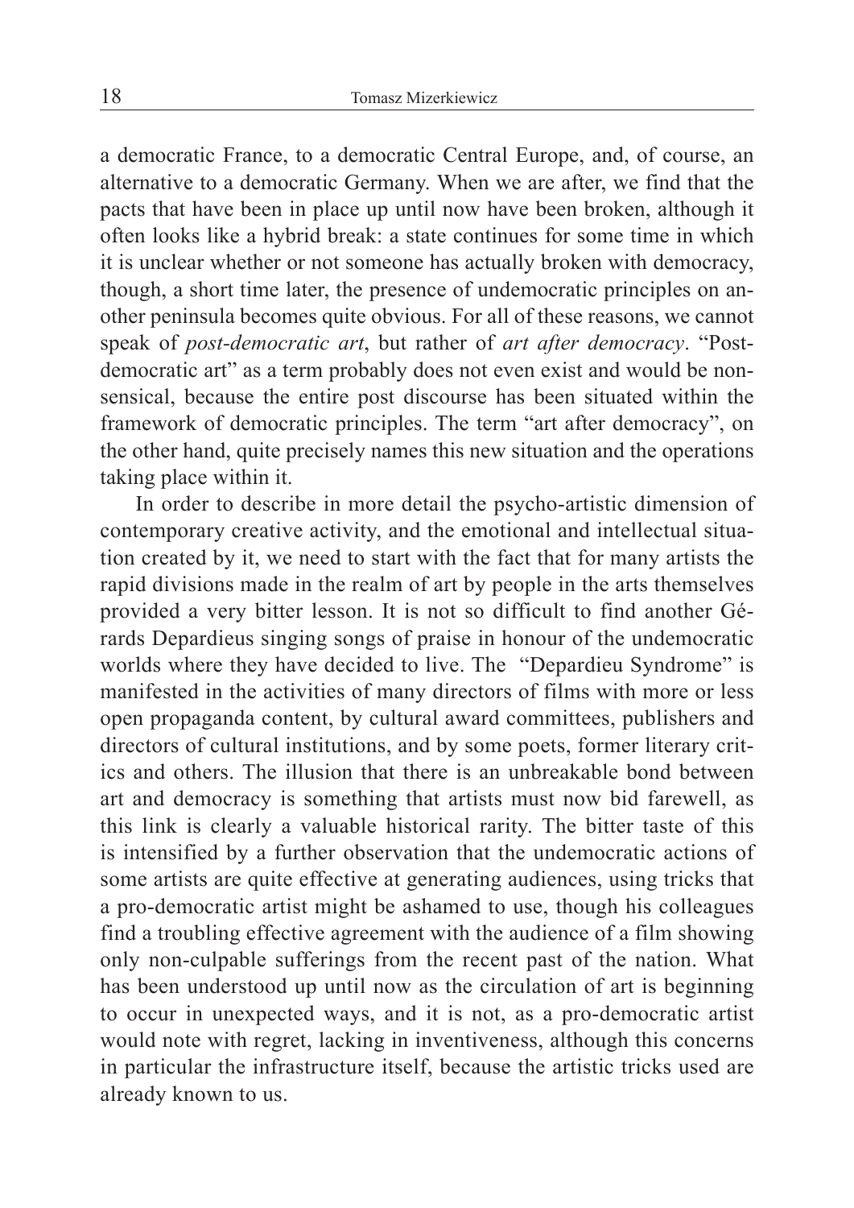a democratic France, to a democratic Central Europe, and, of course, an alternative to a democratic Germany. When we are after, we find that the pacts that have been in place up until now have been broken, although it often looks like a hybrid break: a state continues for some time in which it is unclear whether or not someone has actually broken with democracy, though, a short time later, the presence of undemocratic principles on another peninsula becomes quite obvious. For all of these reasons, we cannot speak of *post-democratic art*, but rather of *art after democracy*. "Post-democratic art" as a term probably does not even exist and would be nonsensical, because the entire post discourse has been situated within the framework of democratic principles. The term "art after democracy", on the other hand, quite precisely names this new situation and the operations taking place within it.

In order to describe in more detail the psycho-artistic dimension of contemporary creative activity, and the emotional and intellectual situation created by it, we need to start with the fact that for many artists the rapid divisions made in the realm of art by people in the arts themselves provided a very bitter lesson. It is not so difficult to find another Gérards Depardieus singing songs of praise in honour of the undemocratic worlds where they have decided to live. The "Depardieu Syndrome" is manifested in the activities of many directors of films with more or less open propaganda content, by cultural award committees, publishers and directors of cultural institutions, and by some poets, former literary critics and others. The illusion that there is an unbreakable bond between art and democracy is something that artists must now bid farewell, as this link is clearly a valuable historical rarity. The bitter taste of this is intensified by a further observation that the undemocratic actions of some artists are quite effective at generating audiences, using tricks that a pro-democratic artist might be ashamed to use, though his colleagues find a troubling effective agreement with the audience of a film showing only non-culpable sufferings from the recent past of the nation. What has been understood up until now as the circulation of art is beginning to occur in unexpected ways, and it is not, as a pro-democratic artist would note with regret, lacking in inventiveness, although this concerns in particular the infrastructure itself, because the artistic tricks used are already known to us.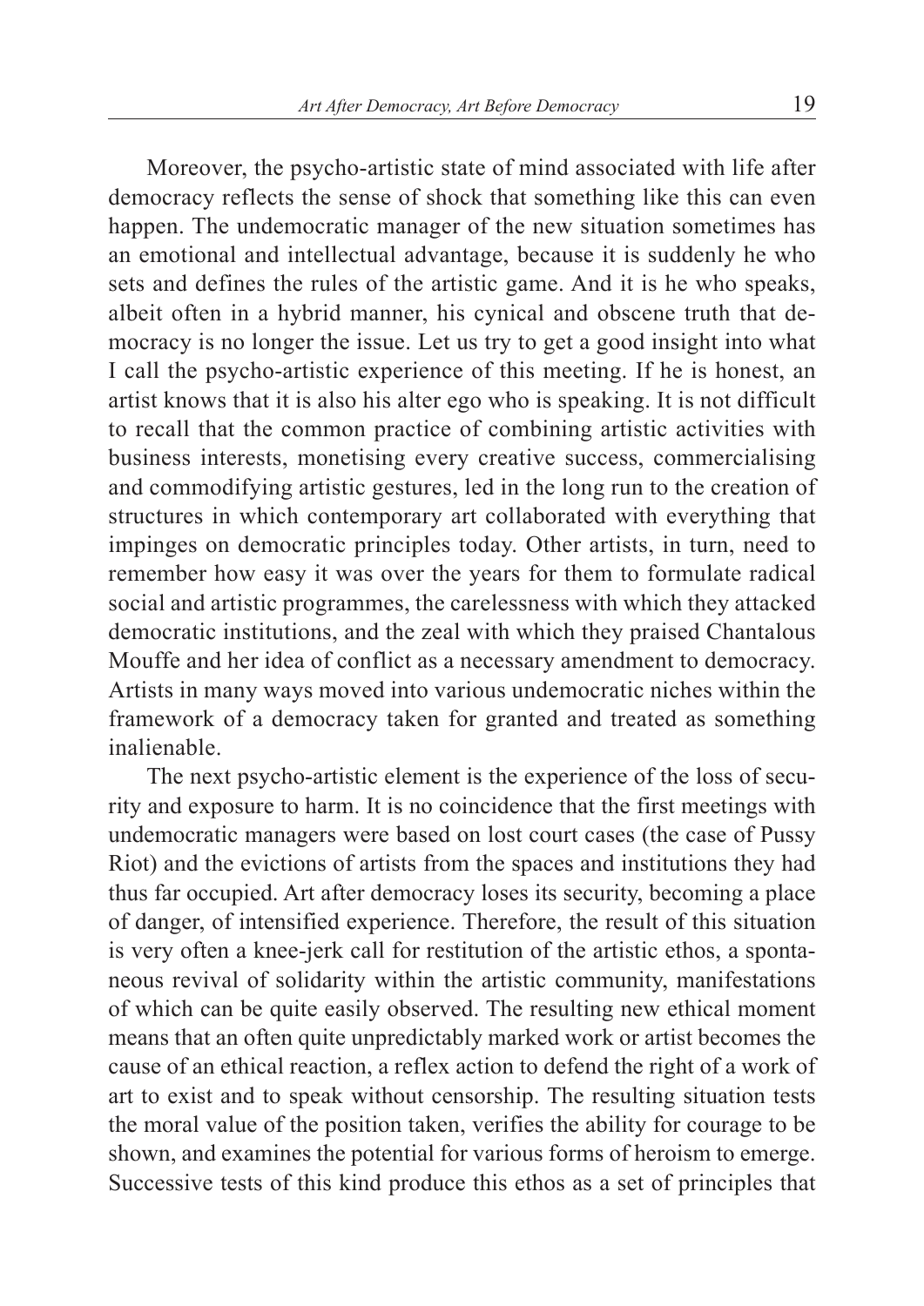Moreover, the psycho-artistic state of mind associated with life after democracy reflects the sense of shock that something like this can even happen. The undemocratic manager of the new situation sometimes has an emotional and intellectual advantage, because it is suddenly he who sets and defines the rules of the artistic game. And it is he who speaks, albeit often in a hybrid manner, his cynical and obscene truth that democracy is no longer the issue. Let us try to get a good insight into what I call the psycho-artistic experience of this meeting. If he is honest, an artist knows that it is also his alter ego who is speaking. It is not difficult to recall that the common practice of combining artistic activities with business interests, monetising every creative success, commercialising and commodifying artistic gestures, led in the long run to the creation of structures in which contemporary art collaborated with everything that impinges on democratic principles today. Other artists, in turn, need to remember how easy it was over the years for them to formulate radical social and artistic programmes, the carelessness with which they attacked democratic institutions, and the zeal with which they praised Chantalous Mouffe and her idea of conflict as a necessary amendment to democracy. Artists in many ways moved into various undemocratic niches within the framework of a democracy taken for granted and treated as something inalienable.

The next psycho-artistic element is the experience of the loss of security and exposure to harm. It is no coincidence that the first meetings with undemocratic managers were based on lost court cases (the case of Pussy Riot) and the evictions of artists from the spaces and institutions they had thus far occupied. Art after democracy loses its security, becoming a place of danger, of intensified experience. Therefore, the result of this situation is very often a knee-jerk call for restitution of the artistic ethos, a spontaneous revival of solidarity within the artistic community, manifestations of which can be quite easily observed. The resulting new ethical moment means that an often quite unpredictably marked work or artist becomes the cause of an ethical reaction, a reflex action to defend the right of a work of art to exist and to speak without censorship. The resulting situation tests the moral value of the position taken, verifies the ability for courage to be shown, and examines the potential for various forms of heroism to emerge. Successive tests of this kind produce this ethos as a set of principles that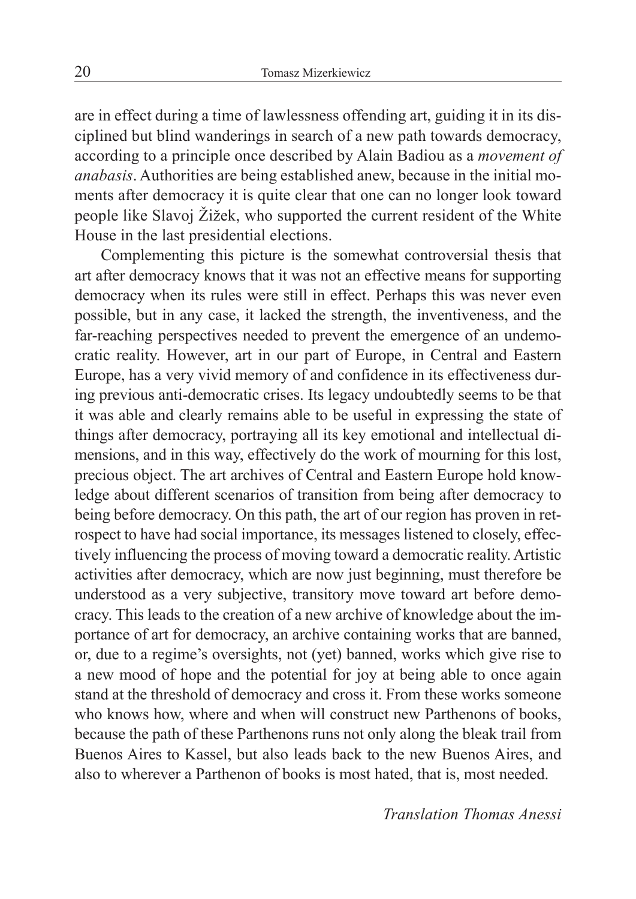are in effect during a time of lawlessness offending art, guiding it in its disciplined but blind wanderings in search of a new path towards democracy, according to a principle once described by Alain Badiou as a *movement of anabasis*. Authorities are being established anew, because in the initial moments after democracy it is quite clear that one can no longer look toward people like Slavoj Žižek, who supported the current resident of the White House in the last presidential elections.

Complementing this picture is the somewhat controversial thesis that art after democracy knows that it was not an effective means for supporting democracy when its rules were still in effect. Perhaps this was never even possible, but in any case, it lacked the strength, the inventiveness, and the far-reaching perspectives needed to prevent the emergence of an undemocratic reality. However, art in our part of Europe, in Central and Eastern Europe, has a very vivid memory of and confidence in its effectiveness during previous anti-democratic crises. Its legacy undoubtedly seems to be that it was able and clearly remains able to be useful in expressing the state of things after democracy, portraying all its key emotional and intellectual dimensions, and in this way, effectively do the work of mourning for this lost, precious object. The art archives of Central and Eastern Europe hold knowledge about different scenarios of transition from being after democracy to being before democracy. On this path, the art of our region has proven in retrospect to have had social importance, its messages listened to closely, effectively influencing the process of moving toward a democratic reality. Artistic activities after democracy, which are now just beginning, must therefore be understood as a very subjective, transitory move toward art before democracy. This leads to the creation of a new archive of knowledge about the importance of art for democracy, an archive containing works that are banned, or, due to a regime's oversights, not (yet) banned, works which give rise to a new mood of hope and the potential for joy at being able to once again stand at the threshold of democracy and cross it. From these works someone who knows how, where and when will construct new Parthenons of books, because the path of these Parthenons runs not only along the bleak trail from Buenos Aires to Kassel, but also leads back to the new Buenos Aires, and also to wherever a Parthenon of books is most hated, that is, most needed.

*Translation Thomas Anessi*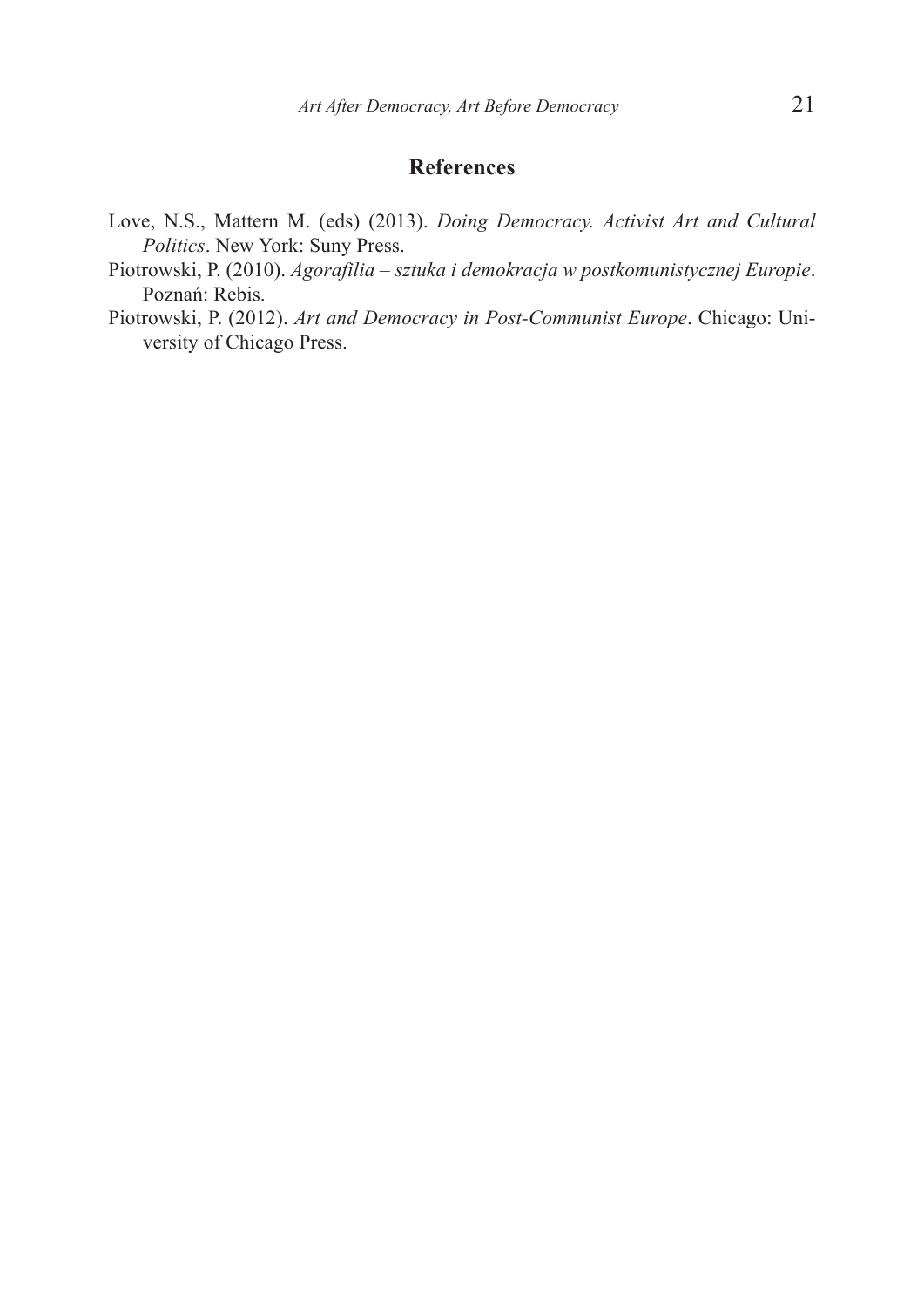## References

Love, N.S., Mattern M. (eds) (2013). *Doing Democracy. Activist Art and Cultural Politics*. New York: Suny Press.

Piotrowski, P. (2010). *Agorafilia – sztuka i demokracja w postkomunistycznej Europie*. Poznań: Rebis.

Piotrowski, P. (2012). *Art and Democracy in Post-Communist Europe*. Chicago: University of Chicago Press.